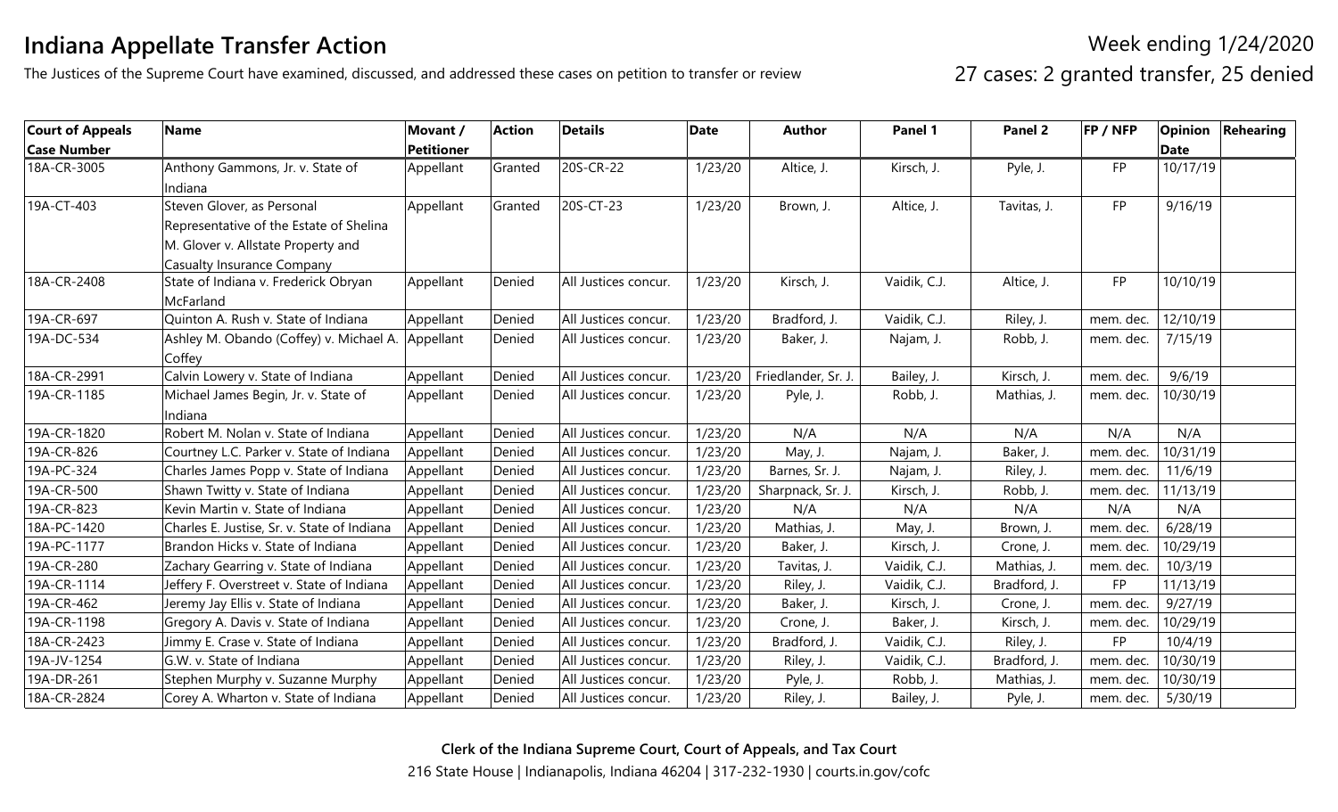# Indiana Appellate Transfer Action

The Justices of the Supreme Court have examined, discussed, and addressed these cases on petition to transfer or review

Week ending 1/24/2020

27 cases: 2 granted transfer, 25 denied

| Court of Appeals Case Number | Name | Movant / Petitioner | Action | Details | Date | Author | Panel 1 | Panel 2 | FP / NFP | Opinion Date | Rehearing |
|---|---|---|---|---|---|---|---|---|---|---|---|
| 18A-CR-3005 | Anthony Gammons, Jr. v. State of Indiana | Appellant | Granted | 20S-CR-22 | 1/23/20 | Altice, J. | Kirsch, J. | Pyle, J. | FP | 10/17/19 | |
| 19A-CT-403 | Steven Glover, as Personal Representative of the Estate of Shelina M. Glover v. Allstate Property and Casualty Insurance Company | Appellant | Granted | 20S-CT-23 | 1/23/20 | Brown, J. | Altice, J. | Tavitas, J. | FP | 9/16/19 | |
| 18A-CR-2408 | State of Indiana v. Frederick Obryan McFarland | Appellant | Denied | All Justices concur. | 1/23/20 | Kirsch, J. | Vaidik, C.J. | Altice, J. | FP | 10/10/19 | |
| 19A-CR-697 | Quinton A. Rush v. State of Indiana | Appellant | Denied | All Justices concur. | 1/23/20 | Bradford, J. | Vaidik, C.J. | Riley, J. | mem. dec. | 12/10/19 | |
| 19A-DC-534 | Ashley M. Obando (Coffey) v. Michael A. Coffey | Appellant | Denied | All Justices concur. | 1/23/20 | Baker, J. | Najam, J. | Robb, J. | mem. dec. | 7/15/19 | |
| 18A-CR-2991 | Calvin Lowery v. State of Indiana | Appellant | Denied | All Justices concur. | 1/23/20 | Friedlander, Sr. J. | Bailey, J. | Kirsch, J. | mem. dec. | 9/6/19 | |
| 19A-CR-1185 | Michael James Begin, Jr. v. State of Indiana | Appellant | Denied | All Justices concur. | 1/23/20 | Pyle, J. | Robb, J. | Mathias, J. | mem. dec. | 10/30/19 | |
| 19A-CR-1820 | Robert M. Nolan v. State of Indiana | Appellant | Denied | All Justices concur. | 1/23/20 | N/A | N/A | N/A | N/A | N/A | |
| 19A-CR-826 | Courtney L.C. Parker v. State of Indiana | Appellant | Denied | All Justices concur. | 1/23/20 | May, J. | Najam, J. | Baker, J. | mem. dec. | 10/31/19 | |
| 19A-PC-324 | Charles James Popp v. State of Indiana | Appellant | Denied | All Justices concur. | 1/23/20 | Barnes, Sr. J. | Najam, J. | Riley, J. | mem. dec. | 11/6/19 | |
| 19A-CR-500 | Shawn Twitty v. State of Indiana | Appellant | Denied | All Justices concur. | 1/23/20 | Sharpnack, Sr. J. | Kirsch, J. | Robb, J. | mem. dec. | 11/13/19 | |
| 19A-CR-823 | Kevin Martin v. State of Indiana | Appellant | Denied | All Justices concur. | 1/23/20 | N/A | N/A | N/A | N/A | N/A | |
| 18A-PC-1420 | Charles E. Justise, Sr. v. State of Indiana | Appellant | Denied | All Justices concur. | 1/23/20 | Mathias, J. | May, J. | Brown, J. | mem. dec. | 6/28/19 | |
| 19A-PC-1177 | Brandon Hicks v. State of Indiana | Appellant | Denied | All Justices concur. | 1/23/20 | Baker, J. | Kirsch, J. | Crone, J. | mem. dec. | 10/29/19 | |
| 19A-CR-280 | Zachary Gearring v. State of Indiana | Appellant | Denied | All Justices concur. | 1/23/20 | Tavitas, J. | Vaidik, C.J. | Mathias, J. | mem. dec. | 10/3/19 | |
| 19A-CR-1114 | Jeffery F. Overstreet v. State of Indiana | Appellant | Denied | All Justices concur. | 1/23/20 | Riley, J. | Vaidik, C.J. | Bradford, J. | FP | 11/13/19 | |
| 19A-CR-462 | Jeremy Jay Ellis v. State of Indiana | Appellant | Denied | All Justices concur. | 1/23/20 | Baker, J. | Kirsch, J. | Crone, J. | mem. dec. | 9/27/19 | |
| 19A-CR-1198 | Gregory A. Davis v. State of Indiana | Appellant | Denied | All Justices concur. | 1/23/20 | Crone, J. | Baker, J. | Kirsch, J. | mem. dec. | 10/29/19 | |
| 18A-CR-2423 | Jimmy E. Crase v. State of Indiana | Appellant | Denied | All Justices concur. | 1/23/20 | Bradford, J. | Vaidik, C.J. | Riley, J. | FP | 10/4/19 | |
| 19A-JV-1254 | G.W. v. State of Indiana | Appellant | Denied | All Justices concur. | 1/23/20 | Riley, J. | Vaidik, C.J. | Bradford, J. | mem. dec. | 10/30/19 | |
| 19A-DR-261 | Stephen Murphy v. Suzanne Murphy | Appellant | Denied | All Justices concur. | 1/23/20 | Pyle, J. | Robb, J. | Mathias, J. | mem. dec. | 10/30/19 | |
| 18A-CR-2824 | Corey A. Wharton v. State of Indiana | Appellant | Denied | All Justices concur. | 1/23/20 | Riley, J. | Bailey, J. | Pyle, J. | mem. dec. | 5/30/19 | |

**Clerk of the Indiana Supreme Court, Court of Appeals, and Tax Court**

216 State House | Indianapolis, Indiana 46204 | 317-232-1930 | courts.in.gov/cofc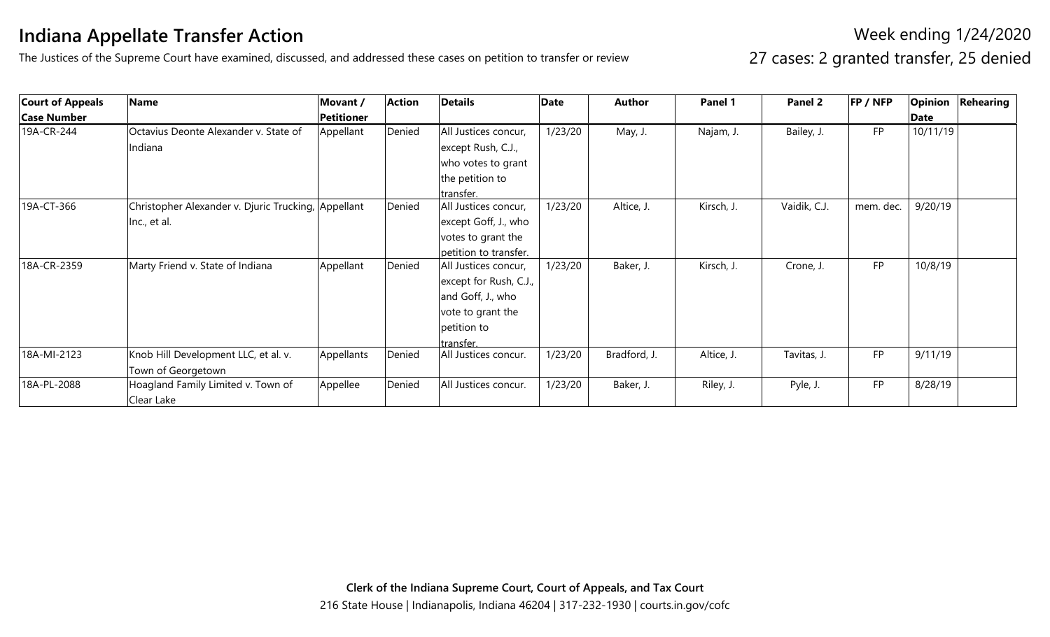# Indiana Appellate Transfer Action

The Justices of the Supreme Court have examined, discussed, and addressed these cases on petition to transfer or review

Week ending 1/24/2020

27 cases: 2 granted transfer, 25 denied

| Court of Appeals Case Number | Name | Movant / Petitioner | Action | Details | Date | Author | Panel 1 | Panel 2 | FP / NFP | Opinion Date | Rehearing |
|---|---|---|---|---|---|---|---|---|---|---|---|
| 19A-CR-244 | Octavius Deonte Alexander v. State of Indiana | Appellant | Denied | All Justices concur, except Rush, C.J., who votes to grant the petition to transfer. | 1/23/20 | May, J. | Najam, J. | Bailey, J. | FP | 10/11/19 | |
| 19A-CT-366 | Christopher Alexander v. Djuric Trucking, Inc., et al. | Appellant | Denied | All Justices concur, except Goff, J., who votes to grant the petition to transfer. | 1/23/20 | Altice, J. | Kirsch, J. | Vaidik, C.J. | mem. dec. | 9/20/19 | |
| 18A-CR-2359 | Marty Friend v. State of Indiana | Appellant | Denied | All Justices concur, except for Rush, C.J., and Goff, J., who vote to grant the petition to transfer. | 1/23/20 | Baker, J. | Kirsch, J. | Crone, J. | FP | 10/8/19 | |
| 18A-MI-2123 | Knob Hill Development LLC, et al. v. Town of Georgetown | Appellants | Denied | All Justices concur. | 1/23/20 | Bradford, J. | Altice, J. | Tavitas, J. | FP | 9/11/19 | |
| 18A-PL-2088 | Hoagland Family Limited v. Town of Clear Lake | Appellee | Denied | All Justices concur. | 1/23/20 | Baker, J. | Riley, J. | Pyle, J. | FP | 8/28/19 | |

**Clerk of the Indiana Supreme Court, Court of Appeals, and Tax Court**

216 State House | Indianapolis, Indiana 46204 | 317-232-1930 | courts.in.gov/cofc